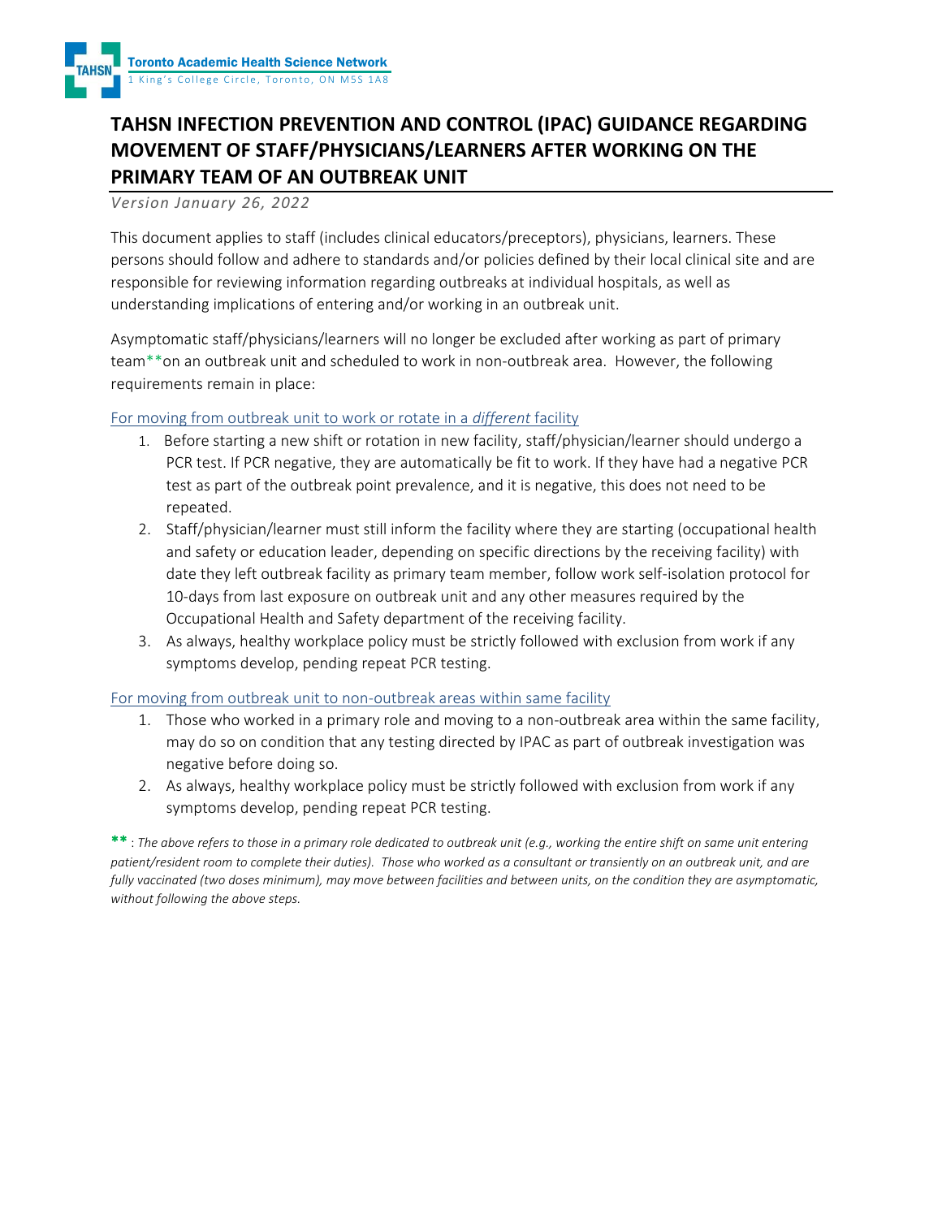Toronto Academic Health Science Network
1 King's College Circle, Toronto, ON M5S 1A8

# TAHSN INFECTION PREVENTION AND CONTROL (IPAC) GUIDANCE REGARDING MOVEMENT OF STAFF/PHYSICIANS/LEARNERS AFTER WORKING ON THE PRIMARY TEAM OF AN OUTBREAK UNIT

*Version January 26, 2022*

This document applies to staff (includes clinical educators/preceptors), physicians, learners. These persons should follow and adhere to standards and/or policies defined by their local clinical site and are responsible for reviewing information regarding outbreaks at individual hospitals, as well as understanding implications of entering and/or working in an outbreak unit.

Asymptomatic staff/physicians/learners will no longer be excluded after working as part of primary team**on an outbreak unit and scheduled to work in non-outbreak area. However, the following requirements remain in place:

## For moving from outbreak unit to work or rotate in a *different* facility

1. Before starting a new shift or rotation in new facility, staff/physician/learner should undergo a PCR test. If PCR negative, they are automatically be fit to work. If they have had a negative PCR test as part of the outbreak point prevalence, and it is negative, this does not need to be repeated.
2. Staff/physician/learner must still inform the facility where they are starting (occupational health and safety or education leader, depending on specific directions by the receiving facility) with date they left outbreak facility as primary team member, follow work self-isolation protocol for 10-days from last exposure on outbreak unit and any other measures required by the Occupational Health and Safety department of the receiving facility.
3. As always, healthy workplace policy must be strictly followed with exclusion from work if any symptoms develop, pending repeat PCR testing.

## For moving from outbreak unit to non-outbreak areas within same facility

1. Those who worked in a primary role and moving to a non-outbreak area within the same facility, may do so on condition that any testing directed by IPAC as part of outbreak investigation was negative before doing so.
2. As always, healthy workplace policy must be strictly followed with exclusion from work if any symptoms develop, pending repeat PCR testing.

**\*\*** : *The above refers to those in a primary role dedicated to outbreak unit (e.g., working the entire shift on same unit entering patient/resident room to complete their duties). Those who worked as a consultant or transiently on an outbreak unit, and are fully vaccinated (two doses minimum), may move between facilities and between units, on the condition they are asymptomatic, without following the above steps.*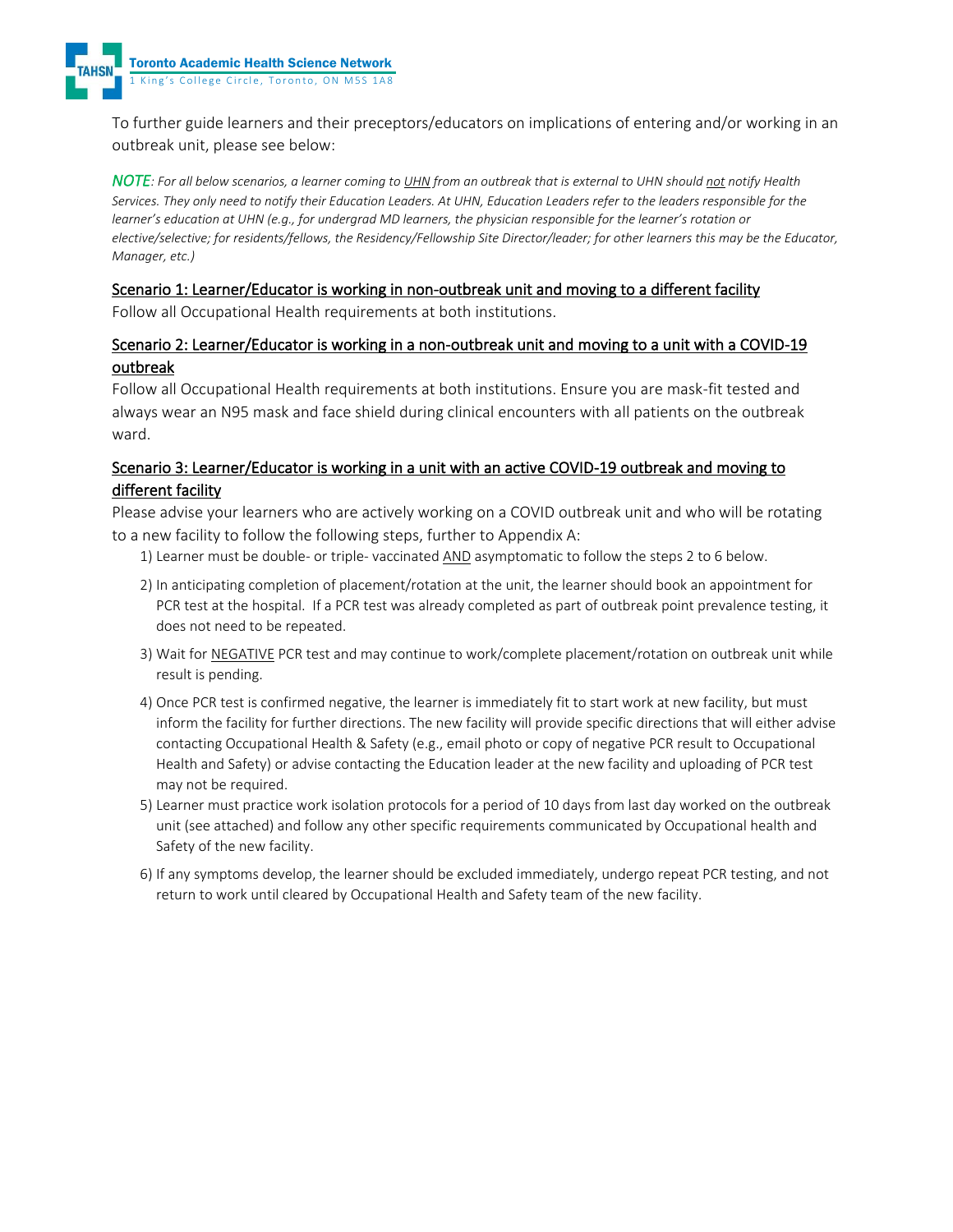To further guide learners and their preceptors/educators on implications of entering and/or working in an outbreak unit, please see below:

***NOTE**: For all below scenarios, a learner coming to UHN from an outbreak that is external to UHN should not notify Health Services. They only need to notify their Education Leaders. At UHN, Education Leaders refer to the leaders responsible for the learner's education at UHN (e.g., for undergrad MD learners, the physician responsible for the learner's rotation or elective/selective; for residents/fellows, the Residency/Fellowship Site Director/leader; for other learners this may be the Educator, Manager, etc.)*

### Scenario 1: Learner/Educator is working in non-outbreak unit and moving to a different facility

Follow all Occupational Health requirements at both institutions.

### Scenario 2: Learner/Educator is working in a non-outbreak unit and moving to a unit with a COVID-19 outbreak

Follow all Occupational Health requirements at both institutions. Ensure you are mask-fit tested and always wear an N95 mask and face shield during clinical encounters with all patients on the outbreak ward.

### Scenario 3: Learner/Educator is working in a unit with an active COVID-19 outbreak and moving to different facility

Please advise your learners who are actively working on a COVID outbreak unit and who will be rotating to a new facility to follow the following steps, further to Appendix A:

1) Learner must be double- or triple- vaccinated AND asymptomatic to follow the steps 2 to 6 below.
2) In anticipating completion of placement/rotation at the unit, the learner should book an appointment for PCR test at the hospital. If a PCR test was already completed as part of outbreak point prevalence testing, it does not need to be repeated.
3) Wait for NEGATIVE PCR test and may continue to work/complete placement/rotation on outbreak unit while result is pending.
4) Once PCR test is confirmed negative, the learner is immediately fit to start work at new facility, but must inform the facility for further directions. The new facility will provide specific directions that will either advise contacting Occupational Health & Safety (e.g., email photo or copy of negative PCR result to Occupational Health and Safety) or advise contacting the Education leader at the new facility and uploading of PCR test may not be required.
5) Learner must practice work isolation protocols for a period of 10 days from last day worked on the outbreak unit (see attached) and follow any other specific requirements communicated by Occupational health and Safety of the new facility.
6) If any symptoms develop, the learner should be excluded immediately, undergo repeat PCR testing, and not return to work until cleared by Occupational Health and Safety team of the new facility.